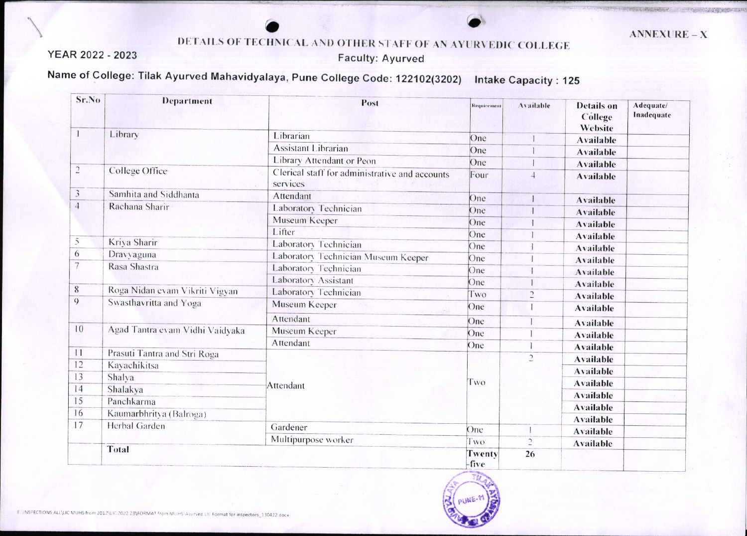ANNEXURE – X

# DETAILS OF TECHNICAL AND OTHER STAFF OF AN AYURVEDIC COLLEGE

YEAR 2022 - 2023

Faculty: Ayurved

**Name of College: Tilak Ayurved Mahavidyalaya, Pune College Code: 122102(3202) Intake Capacity : 125**

| Sr.No | Department | Post | Requirement | Available | Details on College Website | Adequate/ Inadequate |
|---|---|---|---|---|---|---|
| 1 | Library | Librarian | One | 1 | Available | |
| | | Assistant Librarian | One | 1 | Available | |
| | | Library Attendant or Peon | One | 1 | Available | |
| 2 | College Office | Clerical staff for administrative and accounts services | Four | 4 | Available | |
| 3 | Samhita and Siddhanta | Attendant | One | 1 | Available | |
| 4 | Rachana Sharir | Laboratory Technician | One | 1 | Available | |
| | | Museum Keeper | One | 1 | Available | |
| | | Lifter | One | 1 | Available | |
| 5 | Kriya Sharir | Laboratory Technician | One | 1 | Available | |
| 6 | Dravyaguna | Laboratory Technician Museum Keeper | One | 1 | Available | |
| 7 | Rasa Shastra | Laboratory Technician | One | 1 | Available | |
| | | Laboratory Assistant | One | 1 | Available | |
| 8 | Roga Nidan evam Vikriti Vigyan | Laboratory Technician | Two | 2 | Available | |
| 9 | Swasthavritta and Yoga | Museum Keeper | One | 1 | Available | |
| | | Attendant | One | 1 | Available | |
| 10 | Agad Tantra evam Vidhi Vaidyaka | Museum Keeper | One | 1 | Available | |
| | | Attendant | One | 1 | Available | |
| 11 | Prasuti Tantra and Stri Roga | Attendant | Two | 2 | Available | |
| 12 | Kayachikitsa | | | | Available | |
| 13 | Shalya | | | | Available | |
| 14 | Shalakya | | | | Available | |
| 15 | Panchkarma | | | | Available | |
| 16 | Kaumarbhritya (Balroga) | | | | Available | |
| 17 | Herbal Garden | Gardener | One | 1 | Available | |
| | | Multipurpose worker | Two | 2 | Available | |
| | **Total** | | **Twenty-five** | **26** | | |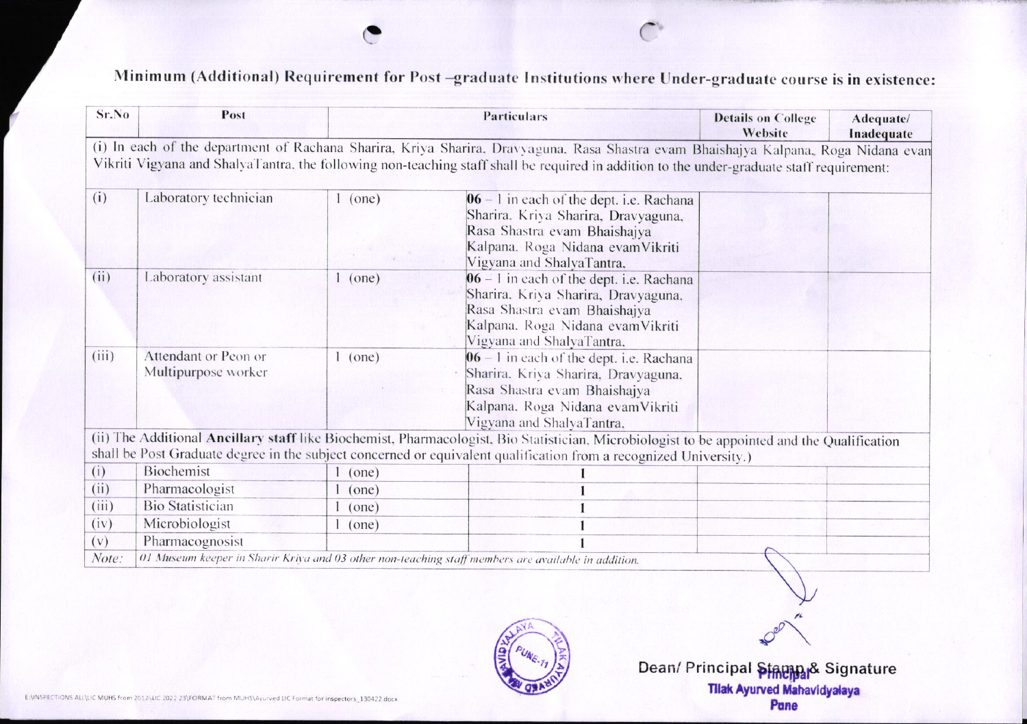## Minimum (Additional) Requirement for Post –graduate Institutions where Under-graduate course is in existence:

| Sr.No | Post | Particulars | | Details on College Website | Adequate/ Inadequate |
|---|---|---|---|---|---|
| (i) In each of the department of Rachana Sharira, Kriya Sharira, Dravyaguna, Rasa Shastra evam Bhaishajya Kalpana, Roga Nidana evam Vikriti Vigyana and ShalyaTantra, the following non-teaching staff shall be required in addition to the under-graduate staff requirement: | | | | | |
| (i) | Laboratory technician | 1 (one) | **06** – 1 in each of the dept. i.e. Rachana Sharira, Kriya Sharira, Dravyaguna, Rasa Shastra evam Bhaishajya Kalpana, Roga Nidana evamVikriti Vigyana and ShalyaTantra, | | |
| (ii) | Laboratory assistant | 1 (one) | **06** – 1 in each of the dept. i.e. Rachana Sharira, Kriya Sharira, Dravyaguna, Rasa Shastra evam Bhaishajya Kalpana, Roga Nidana evamVikriti Vigyana and ShalyaTantra, | | |
| (iii) | Attendant or Peon or Multipurpose worker | 1 (one) | **06** – 1 in each of the dept. i.e. Rachana Sharira, Kriya Sharira, Dravyaguna, Rasa Shastra evam Bhaishajya Kalpana, Roga Nidana evamVikriti Vigyana and ShalyaTantra, | | |
| (ii) The Additional **Ancillary** staff like Biochemist, Pharmacologist, Bio Statistician, Microbiologist to be appointed and the Qualification shall be Post Graduate degree in the subject concerned or equivalent qualification from a recognized University.) | | | | | |
| (i) | Biochemist | 1 (one) | 1 | | |
| (ii) | Pharmacologist | 1 (one) | 1 | | |
| (iii) | Bio Statistician | 1 (one) | 1 | | |
| (iv) | Microbiologist | 1 (one) | 1 | | |
| (v) | Pharmacognosist | | 1 | | |
| *Note:* | *01 Museum keeper in Sharir Kriya and 03 other non-teaching staff members are available in addition.* | | | | |

Dean/ Principal Stamp & Signature

Principal
Tilak Ayurved Mahavidyalaya
Pune